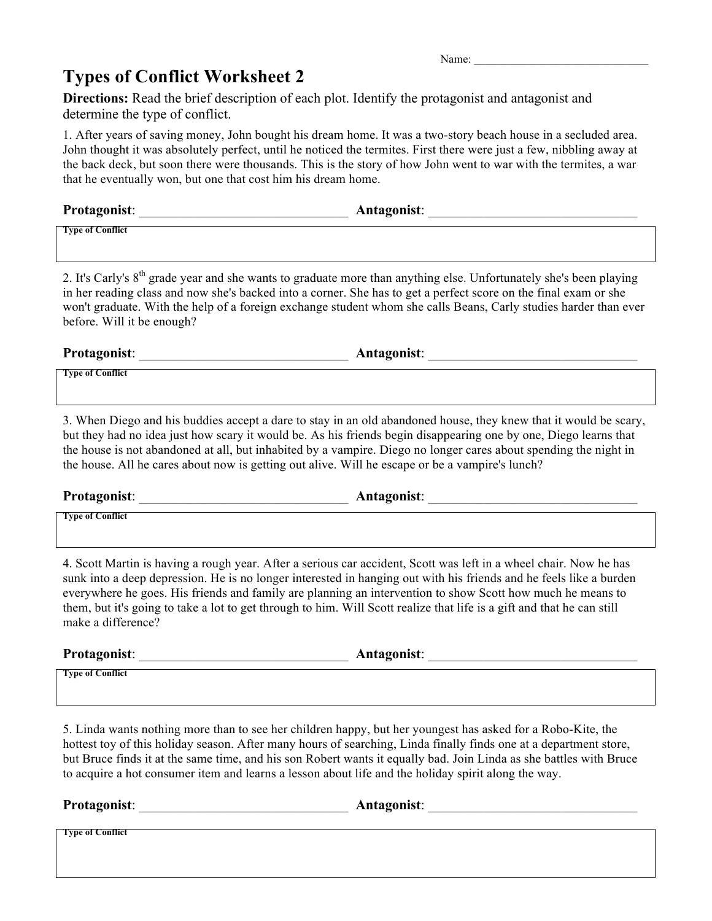Name: ______________________________

# Types of Conflict Worksheet 2

**Directions:** Read the brief description of each plot. Identify the protagonist and antagonist and determine the type of conflict.

1. After years of saving money, John bought his dream home. It was a two-story beach house in a secluded area. John thought it was absolutely perfect, until he noticed the termites. First there were just a few, nibbling away at the back deck, but soon there were thousands. This is the story of how John went to war with the termites, a war that he eventually won, but one that cost him his dream home.

**Protagonist**: _______________________________ **Antagonist**: _______________________________

Type of Conflict

2. It's Carly's 8th grade year and she wants to graduate more than anything else. Unfortunately she's been playing in her reading class and now she's backed into a corner. She has to get a perfect score on the final exam or she won't graduate. With the help of a foreign exchange student whom she calls Beans, Carly studies harder than ever before. Will it be enough?

**Protagonist**: _______________________________ **Antagonist**: _______________________________

Type of Conflict

3. When Diego and his buddies accept a dare to stay in an old abandoned house, they knew that it would be scary, but they had no idea just how scary it would be. As his friends begin disappearing one by one, Diego learns that the house is not abandoned at all, but inhabited by a vampire. Diego no longer cares about spending the night in the house. All he cares about now is getting out alive. Will he escape or be a vampire's lunch?

**Protagonist**: _______________________________ **Antagonist**: _______________________________

Type of Conflict

4. Scott Martin is having a rough year. After a serious car accident, Scott was left in a wheel chair. Now he has sunk into a deep depression. He is no longer interested in hanging out with his friends and he feels like a burden everywhere he goes. His friends and family are planning an intervention to show Scott how much he means to them, but it's going to take a lot to get through to him. Will Scott realize that life is a gift and that he can still make a difference?

**Protagonist**: _______________________________ **Antagonist**: _______________________________

Type of Conflict

5. Linda wants nothing more than to see her children happy, but her youngest has asked for a Robo-Kite, the hottest toy of this holiday season. After many hours of searching, Linda finally finds one at a department store, but Bruce finds it at the same time, and his son Robert wants it equally bad. Join Linda as she battles with Bruce to acquire a hot consumer item and learns a lesson about life and the holiday spirit along the way.

**Protagonist**: _______________________________ **Antagonist**: _______________________________

Type of Conflict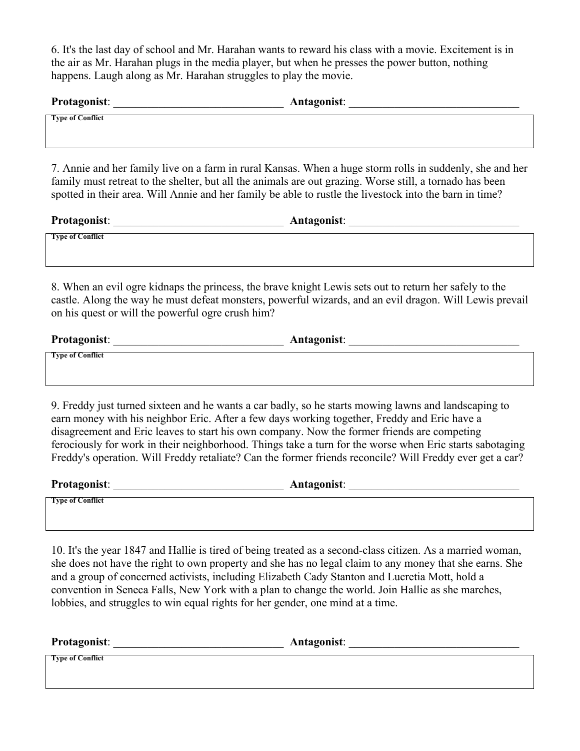6. It's the last day of school and Mr. Harahan wants to reward his class with a movie. Excitement is in the air as Mr. Harahan plugs in the media player, but when he presses the power button, nothing happens. Laugh along as Mr. Harahan struggles to play the movie.

**Protagonist**: ______________________________ **Antagonist**: ______________________________

**Type of Conflict**

7. Annie and her family live on a farm in rural Kansas. When a huge storm rolls in suddenly, she and her family must retreat to the shelter, but all the animals are out grazing. Worse still, a tornado has been spotted in their area. Will Annie and her family be able to rustle the livestock into the barn in time?

**Protagonist**: ______________________________ **Antagonist**: ______________________________

**Type of Conflict**

8. When an evil ogre kidnaps the princess, the brave knight Lewis sets out to return her safely to the castle. Along the way he must defeat monsters, powerful wizards, and an evil dragon. Will Lewis prevail on his quest or will the powerful ogre crush him?

**Protagonist**: ______________________________ **Antagonist**: ______________________________

**Type of Conflict**

9. Freddy just turned sixteen and he wants a car badly, so he starts mowing lawns and landscaping to earn money with his neighbor Eric. After a few days working together, Freddy and Eric have a disagreement and Eric leaves to start his own company. Now the former friends are competing ferociously for work in their neighborhood. Things take a turn for the worse when Eric starts sabotaging Freddy's operation. Will Freddy retaliate? Can the former friends reconcile? Will Freddy ever get a car?

**Protagonist**: ______________________________ **Antagonist**: ______________________________

**Type of Conflict**

10. It's the year 1847 and Hallie is tired of being treated as a second-class citizen. As a married woman, she does not have the right to own property and she has no legal claim to any money that she earns. She and a group of concerned activists, including Elizabeth Cady Stanton and Lucretia Mott, hold a convention in Seneca Falls, New York with a plan to change the world. Join Hallie as she marches, lobbies, and struggles to win equal rights for her gender, one mind at a time.

**Protagonist**: ______________________________ **Antagonist**: ______________________________

**Type of Conflict**